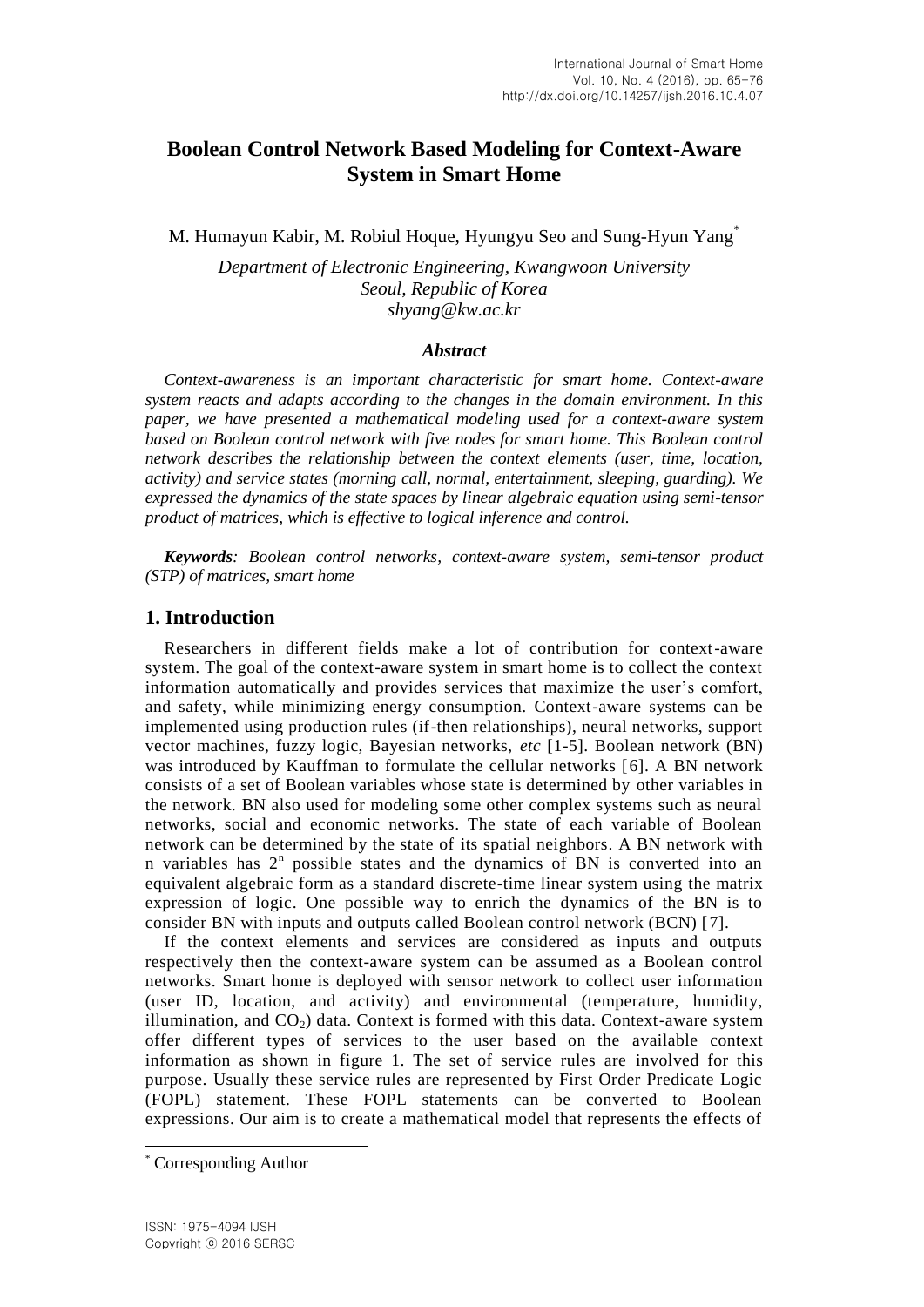# Boolean Control Network Based Modeling for Context-Aware System in Smart Home

M. Humayun Kabir, M. Robiul Hoque, Hyungyu Seo and Sung-Hyun Yang*

*Department of Electronic Engineering, Kwangwoon University*
*Seoul, Republic of Korea*
*shyang@kw.ac.kr*

### *Abstract*

*Context-awareness is an important characteristic for smart home. Context-aware system reacts and adapts according to the changes in the domain environment. In this paper, we have presented a mathematical modeling used for a context-aware system based on Boolean control network with five nodes for smart home. This Boolean control network describes the relationship between the context elements (user, time, location, activity) and service states (morning call, normal, entertainment, sleeping, guarding). We expressed the dynamics of the state spaces by linear algebraic equation using semi-tensor product of matrices, which is effective to logical inference and control.*

***Keywords****: Boolean control networks, context-aware system, semi-tensor product (STP) of matrices, smart home*

## 1. Introduction

Researchers in different fields make a lot of contribution for context-aware system. The goal of the context-aware system in smart home is to collect the context information automatically and provides services that maximize the user's comfort, and safety, while minimizing energy consumption. Context-aware systems can be implemented using production rules (if-then relationships), neural networks, support vector machines, fuzzy logic, Bayesian networks, *etc* [1-5]. Boolean network (BN) was introduced by Kauffman to formulate the cellular networks [6]. A BN network consists of a set of Boolean variables whose state is determined by other variables in the network. BN also used for modeling some other complex systems such as neural networks, social and economic networks. The state of each variable of Boolean network can be determined by the state of its spatial neighbors. A BN network with n variables has $2^n$ possible states and the dynamics of BN is converted into an equivalent algebraic form as a standard discrete-time linear system using the matrix expression of logic. One possible way to enrich the dynamics of the BN is to consider BN with inputs and outputs called Boolean control network (BCN) [7].

If the context elements and services are considered as inputs and outputs respectively then the context-aware system can be assumed as a Boolean control networks. Smart home is deployed with sensor network to collect user information (user ID, location, and activity) and environmental (temperature, humidity, illumination, and $CO_2$) data. Context is formed with this data. Context-aware system offer different types of services to the user based on the available context information as shown in figure 1. The set of service rules are involved for this purpose. Usually these service rules are represented by First Order Predicate Logic (FOPL) statement. These FOPL statements can be converted to Boolean expressions. Our aim is to create a mathematical model that represents the effects of

---

* Corresponding Author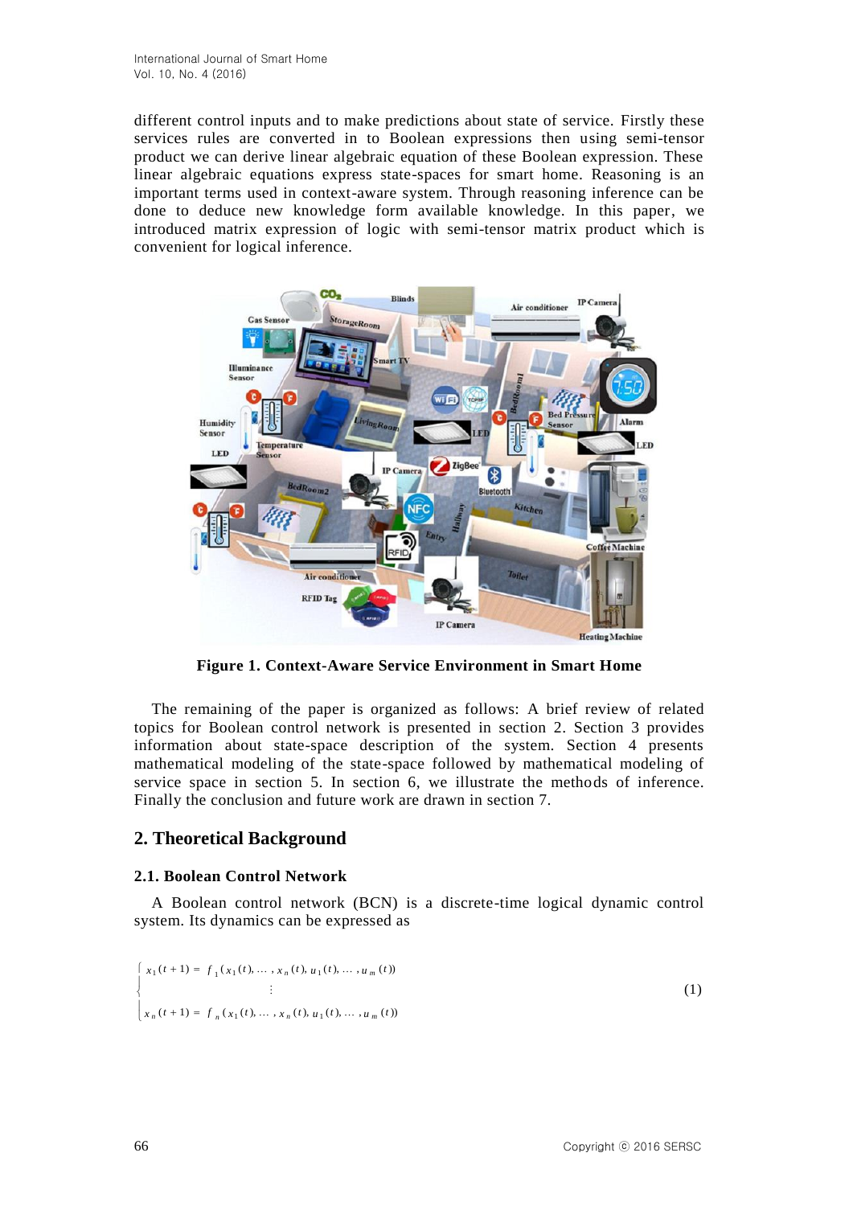different control inputs and to make predictions about state of service. Firstly these services rules are converted in to Boolean expressions then using semi-tensor product we can derive linear algebraic equation of these Boolean expression. These linear algebraic equations express state-spaces for smart home. Reasoning is an important terms used in context-aware system. Through reasoning inference can be done to deduce new knowledge form available knowledge. In this paper, we introduced matrix expression of logic with semi-tensor matrix product which is convenient for logical inference.

**Figure 1. Context-Aware Service Environment in Smart Home**

The remaining of the paper is organized as follows: A brief review of related topics for Boolean control network is presented in section 2. Section 3 provides information about state-space description of the system. Section 4 presents mathematical modeling of the state-space followed by mathematical modeling of service space in section 5. In section 6, we illustrate the methods of inference. Finally the conclusion and future work are drawn in section 7.

## 2. Theoretical Background

### 2.1. Boolean Control Network

A Boolean control network (BCN) is a discrete-time logical dynamic control system. Its dynamics can be expressed as

$$\begin{cases} x_1(t+1) = f_1(x_1(t), \dots, x_n(t), u_1(t), \dots, u_m(t)) \\ \vdots \\ x_n(t+1) = f_n(x_1(t), \dots, x_n(t), u_1(t), \dots, u_m(t)) \end{cases} \tag{1}$$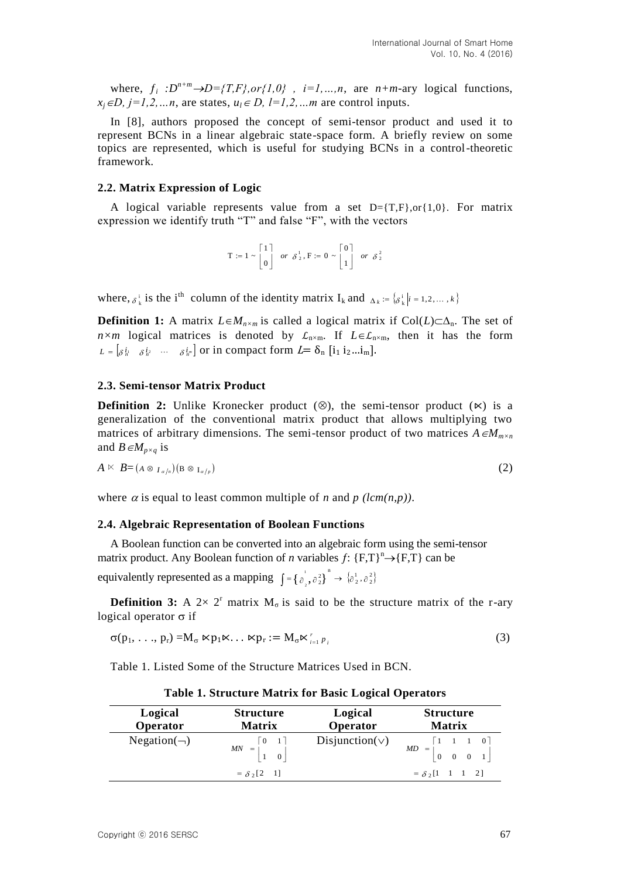where, $f_i : D^{n+m} \rightarrow D=\{T,F\}, or\{1,0\}$ , $i=1,\ldots,n$, are $n+m$-ary logical functions, $x_j \in D$, $j=1,2,\ldots n$, are states, $u_l \in D$, $l=1,2,\ldots m$ are control inputs.

In [8], authors proposed the concept of semi-tensor product and used it to represent BCNs in a linear algebraic state-space form. A briefly review on some topics are represented, which is useful for studying BCNs in a control-theoretic framework.

### 2.2. Matrix Expression of Logic

A logical variable represents value from a set D={T,F},or{1,0}. For matrix expression we identify truth "T" and false "F", with the vectors

$$\mathrm{T} := 1 \sim \begin{bmatrix} 1 \\ 0 \end{bmatrix} \ or \ \delta_2^1, \mathrm{F} := 0 \sim \begin{bmatrix} 0 \\ 1 \end{bmatrix} \ or \ \delta_2^2$$

where, $\delta_k^i$ is the i[th] column of the identity matrix $I_k$ and $\Delta_k := \{\delta_k^i | i = 1,2,\ldots,k\}$

**Definition 1:** A matrix $L \in M_{n \times m}$ is called a logical matrix if $\mathrm{Col}(L) \subset \Delta_n$. The set of $n \times m$ logical matrices is denoted by $\mathcal{L}_{n \times m}$. If $L \in \mathcal{L}_{n \times m}$, then it has the form $L = [\delta_n^{i_1} \ \ \delta_n^{i_2} \ \ \cdots \ \ \delta_n^{i_m}]$ or in compact form $L = \delta_n [i_1 \, i_2 \ldots i_m]$.

### 2.3. Semi-tensor Matrix Product

**Definition 2:** Unlike Kronecker product ($\otimes$), the semi-tensor product ($\ltimes$) is a generalization of the conventional matrix product that allows multiplying two matrices of arbitrary dimensions. The semi-tensor product of two matrices $A \in M_{m \times n}$ and $B \in M_{p \times q}$ is

$$A \ltimes B = (A \otimes I_{\alpha/n})(\mathrm{B} \otimes \mathrm{I}_{\alpha/p}) \tag{2}$$

where $\alpha$ is equal to least common multiple of $n$ and $p$ $(lcm(n,p))$.

### 2.4. Algebraic Representation of Boolean Functions

A Boolean function can be converted into an algebraic form using the semi-tensor matrix product. Any Boolean function of $n$ variables $f$: $\{F,T\}^n \rightarrow \{F,T\}$ can be equivalently represented as a mapping $\int = \{\partial_2^1, \partial_2^2\}^n \rightarrow \{\partial_2^1, \partial_2^2\}$

**Definition 3:** A $2 \times 2^r$ matrix $M_\sigma$ is said to be the structure matrix of the r-ary logical operator $\sigma$ if

$$\sigma(p_1, \ldots, p_r) = M_\sigma \ltimes p_1 \ltimes \ldots \ltimes p_r := M_\sigma \ltimes_{i=1}^{r} p_i \tag{3}$$

Table 1. Listed Some of the Structure Matrices Used in BCN.

**Table 1. Structure Matrix for Basic Logical Operators**

| Logical Operator | Structure Matrix | Logical Operator | Structure Matrix |
|---|---|---|---|
| Negation($\neg$) | $MN = \begin{bmatrix} 0 & 1 \\ 1 & 0 \end{bmatrix} = \delta_2[2 \ \ 1]$ | Disjunction($\vee$) | $MD = \begin{bmatrix} 1 & 1 & 1 & 0 \\ 0 & 0 & 0 & 1 \end{bmatrix} = \delta_2[1 \ \ 1 \ \ 1 \ \ 2]$ |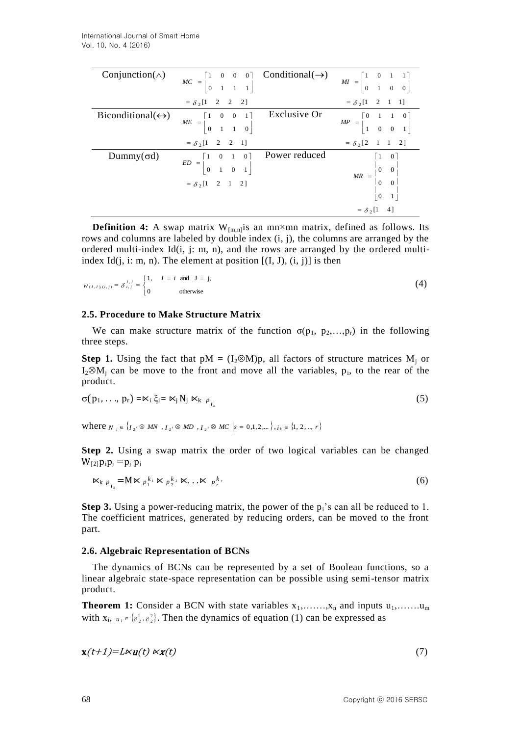| Conjunction($\wedge$) | $MC = \begin{bmatrix} 1 & 0 & 0 & 0 \\ 0 & 1 & 1 & 1 \end{bmatrix} = \delta_2[1 \quad 2 \quad 2 \quad 2]$ | Conditional($\rightarrow$) | $MI = \begin{bmatrix} 1 & 0 & 1 & 1 \\ 0 & 1 & 0 & 0 \end{bmatrix} = \delta_2[1 \quad 2 \quad 1 \quad 1]$ |
|---|---|---|---|
| Biconditional($\leftrightarrow$) | $ME = \begin{bmatrix} 1 & 0 & 0 & 1 \\ 0 & 1 & 1 & 0 \end{bmatrix} = \delta_2[1 \quad 2 \quad 2 \quad 1]$ | Exclusive Or | $MP = \begin{bmatrix} 0 & 1 & 1 & 0 \\ 1 & 0 & 0 & 1 \end{bmatrix} = \delta_2[2 \quad 1 \quad 1 \quad 2]$ |
| Dummy($\sigma$d) | $ED = \begin{bmatrix} 1 & 0 & 1 & 0 \\ 0 & 1 & 0 & 1 \end{bmatrix} = \delta_2[1 \quad 2 \quad 1 \quad 2]$ | Power reduced | $MR = \begin{bmatrix} 1 & 0 \\ 0 & 0 \\ 0 & 0 \\ 0 & 1 \end{bmatrix} = \delta_2[1 \quad 4]$ |

**Definition 4:** A swap matrix $W_{[m,n]}$ is an mn×mn matrix, defined as follows. Its rows and columns are labeled by double index (i, j), the columns are arranged by the ordered multi-index Id(i, j: m, n), and the rows are arranged by the ordered multi-index Id(j, i: m, n). The element at position [(I, J), (i, j)] is then

$$w_{(I,J),(i,j)} = \delta_{i,j}^{I,J} = \begin{cases} 1, & I = i \text{ and } J = j, \\ 0 & \text{otherwise} \end{cases} \tag{4}$$

### 2.5. Procedure to Make Structure Matrix

We can make structure matrix of the function $\sigma(p_1, p_2, \ldots, p_r)$ in the following three steps.

**Step 1.** Using the fact that $pM = (I_2 \otimes M)p$, all factors of structure matrices $M_j$ or $I_2 \otimes M_j$ can be move to the front and move all the variables, $p_i$, to the rear of the product.

$$\sigma(p_1, \ldots, p_r) = \ltimes_i \xi_i = \ltimes_j N_j \ltimes_k p_{i_k} \tag{5}$$

where $N_j \in \{ I_{2^s} \otimes MN, I_{2^s} \otimes MD, I_{2^s} \otimes MC \mid s = 0,1,2,\ldots \}, i_k \in \{1, 2, \ldots, r\}$

**Step 2.** Using a swap matrix the order of two logical variables can be changed $W_{[2]} p_i p_j = p_j p_i$

$$\ltimes_k p_{i_k} = M \ltimes p_1^{k_1} \ltimes p_2^{k_2} \ltimes \ldots \ltimes p_r^{k_r} \tag{6}$$

**Step 3.** Using a power-reducing matrix, the power of the $p_i$'s can all be reduced to 1. The coefficient matrices, generated by reducing orders, can be moved to the front part.

### 2.6. Algebraic Representation of BCNs

The dynamics of BCNs can be represented by a set of Boolean functions, so a linear algebraic state-space representation can be possible using semi-tensor matrix product.

**Theorem 1:** Consider a BCN with state variables $x_1, \ldots, x_n$ and inputs $u_1, \ldots, u_m$ with $x_i$, $u_i \in \{\partial_2^1, \partial_2^2\}$. Then the dynamics of equation (1) can be expressed as

$$\mathbf{x}(t+1) = L \ltimes \mathbf{u}(t) \ltimes \mathbf{x}(t) \tag{7}$$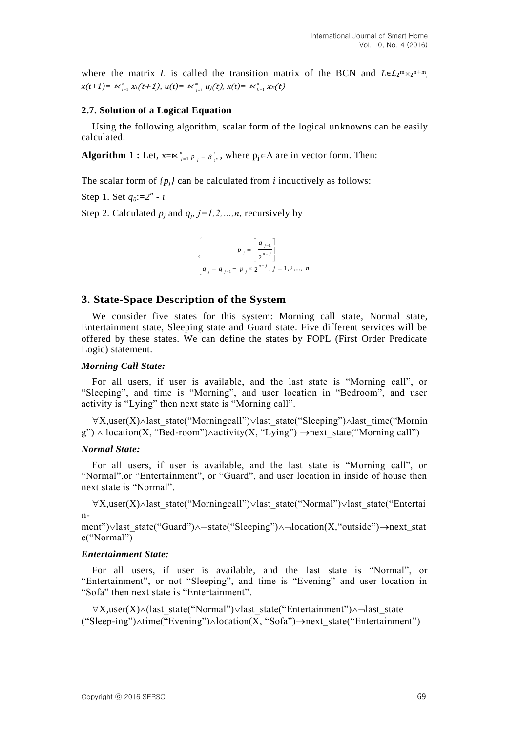where the matrix $L$ is called the transition matrix of the BCN and $L \in \mathcal{L}_{2^m \times 2^{n+m}}$, $x(t+1) = \ltimes_{i=1}^{n} x_i(t+1)$, $u(t) = \ltimes_{j=1}^{m} u_j(t)$, $x(t) = \ltimes_{k=1}^{n} x_k(t)$

### 2.7. Solution of a Logical Equation

Using the following algorithm, scalar form of the logical unknowns can be easily calculated.

**Algorithm 1 :** Let, $x = \ltimes_{j=1}^{n} p_j = \delta_{2^n}^{i}$, where $p_j \in \Delta$ are in vector form. Then:

The scalar form of $\{p_j\}$ can be calculated from $i$ inductively as follows:

Step 1. Set $q_0 := 2^n - i$

Step 2. Calculated $p_j$ and $q_j$, $j=1,2,\ldots,n$, recursively by

$$\begin{cases} p_j = \left\lceil \dfrac{q_{j-1}}{2^{n-j}} \right\rceil \\ q_j = q_{j-1} - p_j \times 2^{n-j}, \; j = 1,2,\ldots, n \end{cases}$$

## 3. State-Space Description of the System

We consider five states for this system: Morning call state, Normal state, Entertainment state, Sleeping state and Guard state. Five different services will be offered by these states. We can define the states by FOPL (First Order Predicate Logic) statement.

#### *Morning Call State:*

For all users, if user is available, and the last state is "Morning call", or "Sleeping", and time is "Morning", and user location in "Bedroom", and user activity is "Lying" then next state is "Morning call".

∀X,user(X)∧last_state("Morningcall")∨last_state("Sleeping")∧last_time("Morning") ∧ location(X, "Bed-room")∧activity(X, "Lying") →next_state("Morning call")

#### *Normal State:*

For all users, if user is available, and the last state is "Morning call", or "Normal",or "Entertainment", or "Guard", and user location in inside of house then next state is "Normal".

∀X,user(X)∧last_state("Morningcall")∨last_state("Normal")∨last_state("Entertain-ment")∨last_state("Guard")∧¬state("Sleeping")∧¬location(X,"outside")→next_state("Normal")

#### *Entertainment State:*

For all users, if user is available, and the last state is "Normal", or "Entertainment", or not "Sleeping", and time is "Evening" and user location in "Sofa" then next state is "Entertainment".

∀X,user(X)∧(last_state("Normal")∨last_state("Entertainment")∧¬last_state ("Sleep-ing")∧time("Evening")∧location(X, "Sofa")→next_state("Entertainment")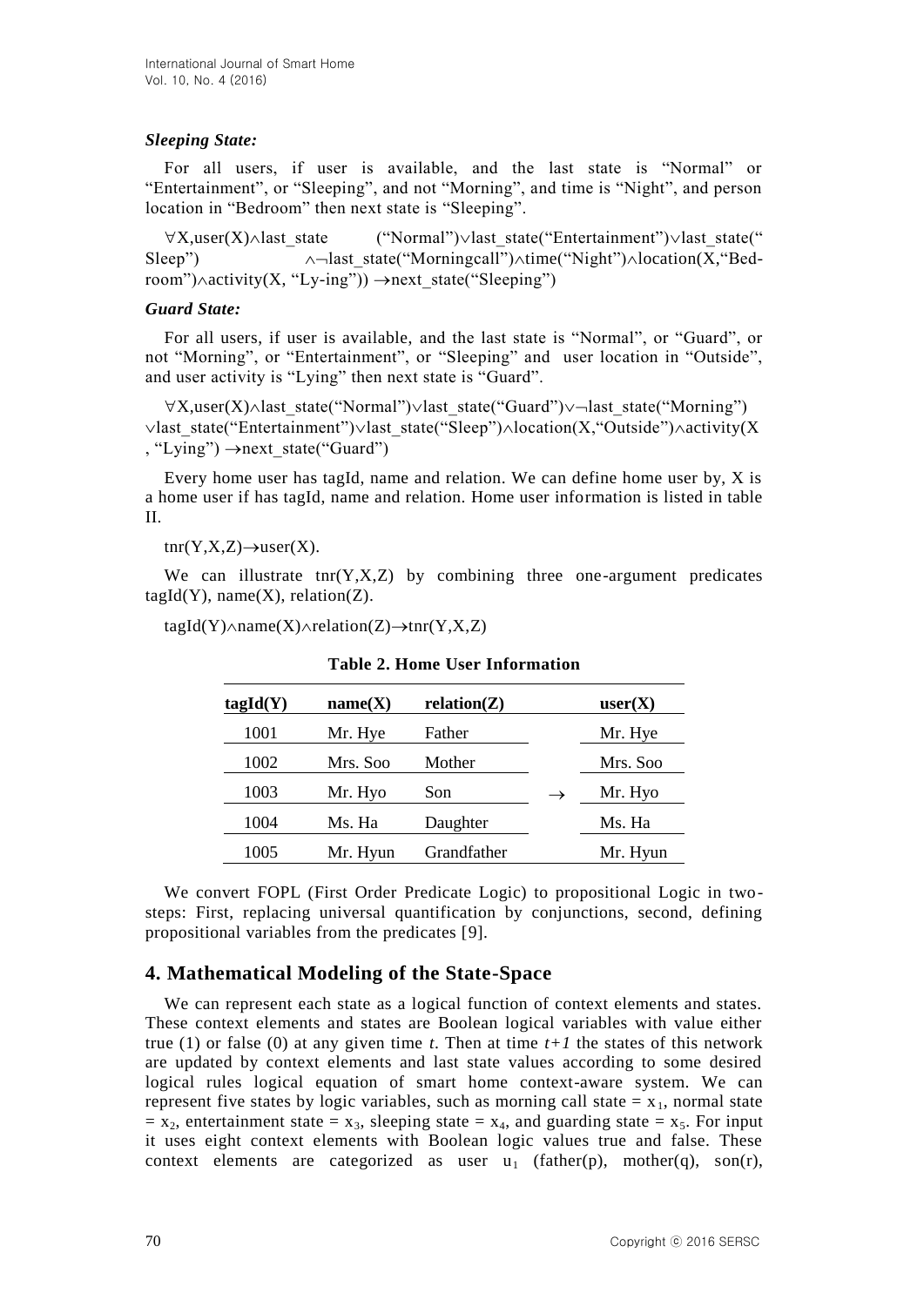***Sleeping State:***

For all users, if user is available, and the last state is "Normal" or "Entertainment", or "Sleeping", and not "Morning", and time is "Night", and person location in "Bedroom" then next state is "Sleeping".

$\forall$X,user(X)$\wedge$last_state ("Normal")$\vee$last_state("Entertainment")$\vee$last_state(" Sleep") $\wedge\neg$last_state("Morningcall")$\wedge$time("Night")$\wedge$location(X,"Bed-room")$\wedge$activity(X, "Ly-ing")) $\rightarrow$next_state("Sleeping")

***Guard State:***

For all users, if user is available, and the last state is "Normal", or "Guard", or not "Morning", or "Entertainment", or "Sleeping" and user location in "Outside", and user activity is "Lying" then next state is "Guard".

$\forall$X,user(X)$\wedge$last_state("Normal")$\vee$last_state("Guard")$\vee\neg$last_state("Morning") $\vee$last_state("Entertainment")$\vee$last_state("Sleep")$\wedge$location(X,"Outside")$\wedge$activity(X , "Lying") $\rightarrow$next_state("Guard")

Every home user has tagId, name and relation. We can define home user by, X is a home user if has tagId, name and relation. Home user information is listed in table II.

tnr(Y,X,Z)$\rightarrow$user(X).

We can illustrate tnr(Y,X,Z) by combining three one-argument predicates tagId(Y), name(X), relation(Z).

tagId(Y)$\wedge$name(X)$\wedge$relation(Z)$\rightarrow$tnr(Y,X,Z)

**Table 2. Home User Information**

| tagId(Y) | name(X) | relation(Z) | | user(X) |
|---|---|---|---|---|
| 1001 | Mr. Hye | Father | | Mr. Hye |
| 1002 | Mrs. Soo | Mother | | Mrs. Soo |
| 1003 | Mr. Hyo | Son | $\rightarrow$ | Mr. Hyo |
| 1004 | Ms. Ha | Daughter | | Ms. Ha |
| 1005 | Mr. Hyun | Grandfather | | Mr. Hyun |

We convert FOPL (First Order Predicate Logic) to propositional Logic in two-steps: First, replacing universal quantification by conjunctions, second, defining propositional variables from the predicates [9].

## 4. Mathematical Modeling of the State-Space

We can represent each state as a logical function of context elements and states. These context elements and states are Boolean logical variables with value either true (1) or false (0) at any given time *t*. Then at time *t+1* the states of this network are updated by context elements and last state values according to some desired logical rules logical equation of smart home context-aware system. We can represent five states by logic variables, such as morning call state = $x_1$, normal state = $x_2$, entertainment state = $x_3$, sleeping state = $x_4$, and guarding state = $x_5$. For input it uses eight context elements with Boolean logic values true and false. These context elements are categorized as user $u_1$ (father(p), mother(q), son(r),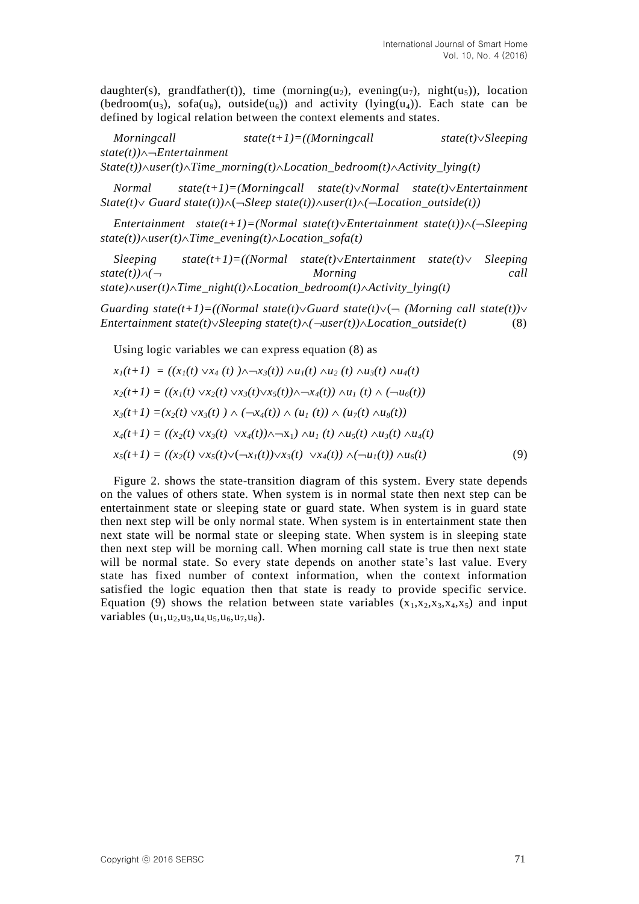daughter(s), grandfather(t)), time (morning($u_2$), evening($u_7$), night($u_5$)), location (bedroom($u_3$), sofa($u_8$), outside($u_6$)) and activity (lying($u_4$)). Each state can be defined by logical relation between the context elements and states.

$$Morningcall\ state(t+1)=((Morningcall\ state(t) \vee Sleeping\ state(t)) \wedge \neg Entertainment\ State(t)) \wedge user(t) \wedge Time\_morning(t) \wedge Location\_bedroom(t) \wedge Activity\_lying(t)$$

$$Normal\ state(t+1)=(Morningcall\ state(t) \vee Normal\ state(t) \vee Entertainment\ State(t) \vee\ Guard\ state(t)) \wedge (\neg Sleep\ state(t)) \wedge user(t) \wedge (\neg Location\_outside(t))$$

$$Entertainment\ state(t+1)=(Normal\ state(t) \vee Entertainment\ state(t)) \wedge (\neg Sleeping\ state(t)) \wedge user(t) \wedge Time\_evening(t) \wedge Location\_sofa(t)$$

$$Sleeping\ state(t+1)=((Normal\ state(t) \vee Entertainment\ state(t) \vee\ Sleeping\ state(t)) \wedge (\neg\ Morning\ call\ state) \wedge user(t) \wedge Time\_night(t) \wedge Location\_bedroom(t) \wedge Activity\_lying(t)$$

$$Guarding\ state(t+1)=((Normal\ state(t) \vee Guard\ state(t) \vee (\neg\ (Morning\ call\ state(t)) \vee Entertainment\ state(t) \vee Sleeping\ state(t) \wedge (\neg user(t)) \wedge Location\_outside(t) \qquad (8)$$

Using logic variables we can express equation (8) as

$$x_1(t+1)\ = ((x_1(t) \vee x_4\ (t)\ ) \wedge \neg x_3(t)) \wedge u_1(t) \wedge u_2\ (t) \wedge u_3(t) \wedge u_4(t)$$

$$x_2(t+1) = ((x_1(t) \vee x_2(t) \vee x_3(t) \vee x_5(t)) \wedge \neg x_4(t)) \wedge u_1\ (t) \wedge (\neg u_6(t))$$

$$x_3(t+1) =(x_2(t) \vee x_3(t)\ ) \wedge (\neg x_4(t)) \wedge (u_1\ (t)) \wedge (u_7(t) \wedge u_8(t))$$

$$x_4(t+1) = ((x_2(t) \vee x_3(t)\ \vee x_4(t)) \wedge \neg x_1) \wedge u_1\ (t) \wedge u_5(t) \wedge u_3(t) \wedge u_4(t)$$

$$x_5(t+1) = ((x_2(t) \vee x_5(t) \vee (\neg x_1(t)) \vee x_3(t)\ \vee x_4(t)) \wedge (\neg u_1(t)) \wedge u_6(t) \qquad (9)$$

Figure 2. shows the state-transition diagram of this system. Every state depends on the values of others state. When system is in normal state then next step can be entertainment state or sleeping state or guard state. When system is in guard state then next step will be only normal state. When system is in entertainment state then next state will be normal state or sleeping state. When system is in sleeping state then next step will be morning call. When morning call state is true then next state will be normal state. So every state depends on another state's last value. Every state has fixed number of context information, when the context information satisfied the logic equation then that state is ready to provide specific service. Equation (9) shows the relation between state variables ($x_1,x_2,x_3,x_4,x_5$) and input variables ($u_1,u_2,u_3,u_4,u_5,u_6,u_7,u_8$).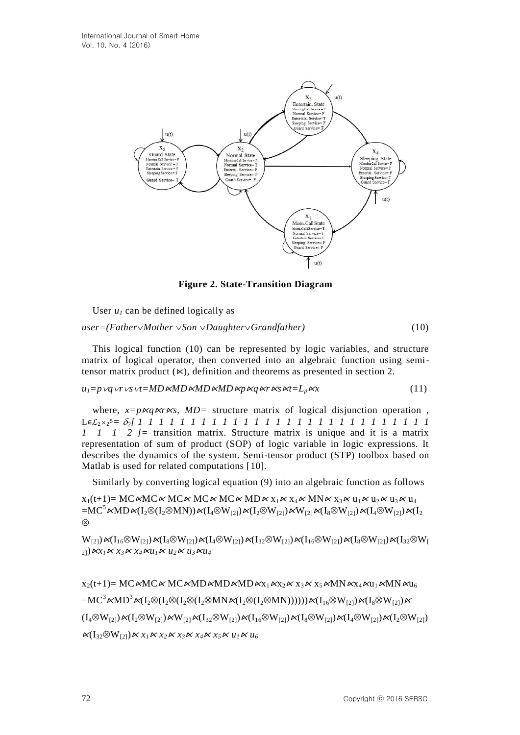Figure 2. State-Transition Diagram

User $u_1$ can be defined logically as

$$user=(Father \vee Mother \vee Son \vee Daughter \vee Grandfather) \tag{10}$$

This logical function (10) can be represented by logic variables, and structure matrix of logical operator, then converted into an algebraic function using semi-tensor matrix product ($\ltimes$), definition and theorems as presented in section 2.

$$u_1=p \vee q \vee r \vee s \vee t=MD \ltimes MD \ltimes MD \ltimes MD \ltimes p \ltimes q \ltimes r \ltimes s \ltimes t=L_p \ltimes x \tag{11}$$

where, $x=p \ltimes q \ltimes r \ltimes s$, $MD=$ structure matrix of logical disjunction operation , $L \in \mathcal{L}_{2 \times 2^5}= \delta_2[\, 1\ 1\ 1\ 1\ 1\ 1\ 1\ 1\ 1\ 1\ 1\ 1\ 1\ 1\ 1\ 1\ 1\ 1\ 1\ 1\ 1\ 1\ 1\ 1\ 1\ 1\ 1\ 1\ 1\ 1\ 1\ 2\,]$= transition matrix. Structure matrix is unique and it is a matrix representation of sum of product (SOP) of logic variable in logic expressions. It describes the dynamics of the system. Semi-tensor product (STP) toolbox based on Matlab is used for related computations [10].

Similarly by converting logical equation (9) into an algebraic function as follows

$$x_1(t+1)= MC \ltimes MC \ltimes MC \ltimes MC \ltimes MC \ltimes MD \ltimes x_1 \ltimes x_4 \ltimes MN \ltimes x_3 \ltimes u_1 \ltimes u_2 \ltimes u_3 \ltimes u_4$$
$$=MC^5 \ltimes MD \ltimes (I_2 \otimes (I_2 \otimes MN)) \ltimes (I_4 \otimes W_{[2]}) \ltimes (I_2 \otimes W_{[2]}) \ltimes W_{[2]} \ltimes (I_8 \otimes W_{[2]}) \ltimes (I_4 \otimes W_{[2]}) \ltimes (I_2 \otimes W_{[2]}) \ltimes (I_{16} \otimes W_{[2]}) \ltimes (I_8 \otimes W_{[2]}) \ltimes (I_4 \otimes W_{[2]}) \ltimes (I_{32} \otimes W_{[2]}) \ltimes (I_{16} \otimes W_{[2]}) \ltimes (I_8 \otimes W_{[2]}) \ltimes (I_{32} \otimes W_{[2]}) \ltimes x_1 \ltimes x_3 \ltimes x_4 \ltimes u_1 \ltimes u_2 \ltimes u_3 \ltimes u_4$$

$$x_2(t+1)= MC \ltimes MC \ltimes MC \ltimes MD \ltimes MD \ltimes MD \ltimes x_1 \ltimes x_2 \ltimes x_3 \ltimes x_5 \ltimes MN \ltimes x_4 \ltimes u_1 \ltimes MN \ltimes u_6$$
$$=MC^3 \ltimes MD^3 \ltimes (I_2 \otimes (I_2 \otimes (I_2 \otimes (I_2 \otimes MN \ltimes (I_2 \otimes (I_2 \otimes MN)))))) \ltimes (I_{16} \otimes W_{[2]}) \ltimes (I_8 \otimes W_{[2]}) \ltimes (I_4 \otimes W_{[2]}) \ltimes (I_2 \otimes W_{[2]}) \ltimes W_{[2]} \ltimes (I_{32} \otimes W_{[2]}) \ltimes (I_{16} \otimes W_{[2]}) \ltimes (I_8 \otimes W_{[2]}) \ltimes (I_4 \otimes W_{[2]}) \ltimes (I_2 \otimes W_{[2]}) \ltimes (I_{32} \otimes W_{[2]}) \ltimes x_1 \ltimes x_2 \ltimes x_3 \ltimes x_4 \ltimes x_5 \ltimes u_1 \ltimes u_6$$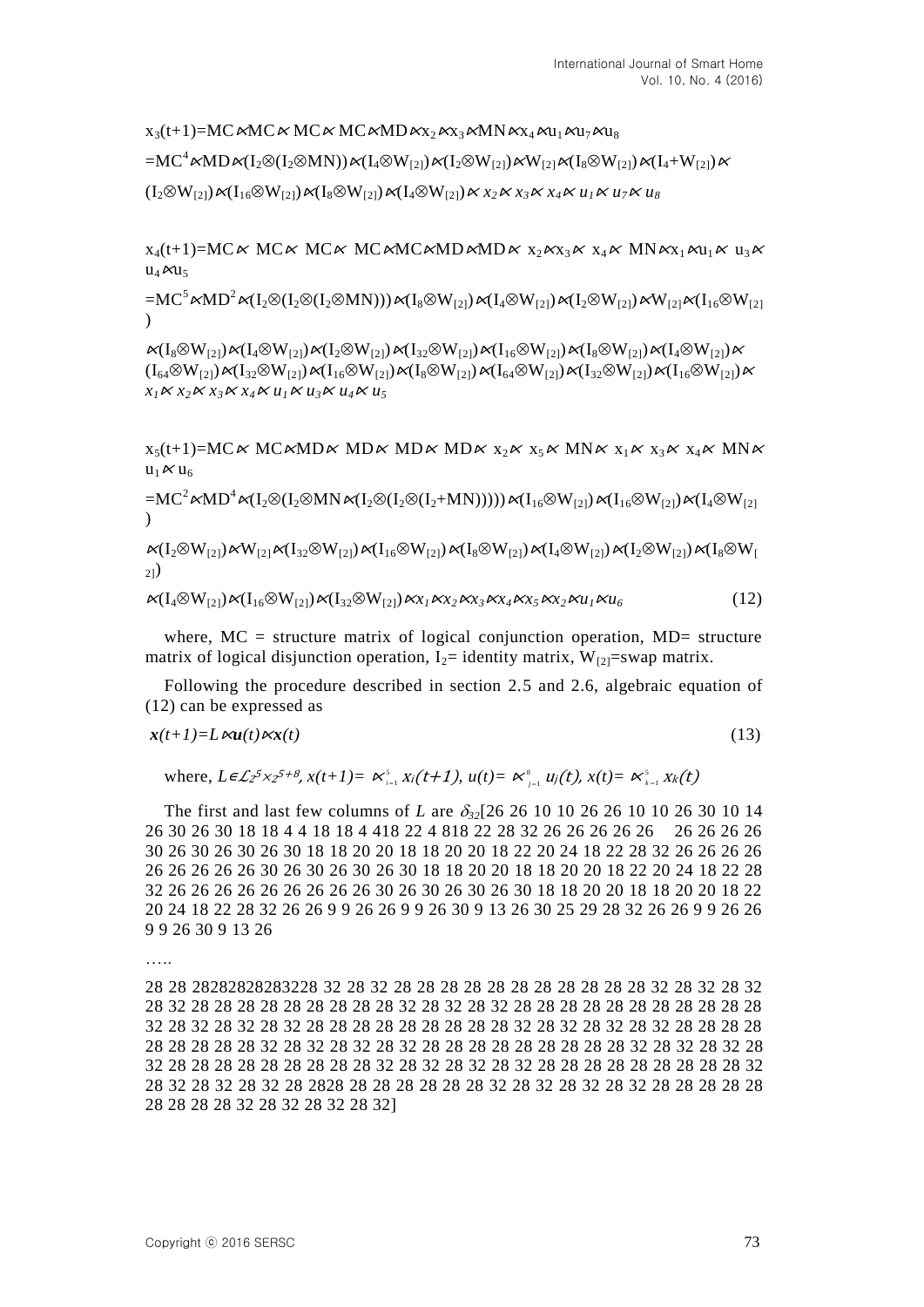$$x_3(t+1)=MC \ltimes MC \ltimes MC \ltimes MC \ltimes MD \ltimes x_2 \ltimes x_3 \ltimes MN \ltimes x_4 \ltimes u_1 \ltimes u_7 \ltimes u_8$$

$$=MC^4 \ltimes MD \ltimes (I_2 \otimes (I_2 \otimes MN)) \ltimes (I_4 \otimes W_{[2]}) \ltimes (I_2 \otimes W_{[2]}) \ltimes W_{[2]} \ltimes (I_8 \otimes W_{[2]}) \ltimes (I_4 + W_{[2]}) \ltimes$$

$$(I_2 \otimes W_{[2]}) \ltimes (I_{16} \otimes W_{[2]}) \ltimes (I_8 \otimes W_{[2]}) \ltimes (I_4 \otimes W_{[2]}) \ltimes x_2 \ltimes x_3 \ltimes x_4 \ltimes u_1 \ltimes u_7 \ltimes u_8$$

$$x_4(t+1)=MC \ltimes MC \ltimes MC \ltimes MC \ltimes MC \ltimes MD \ltimes MD \ltimes x_2 \ltimes x_3 \ltimes x_4 \ltimes MN \ltimes x_1 \ltimes u_1 \ltimes u_3 \ltimes u_4 \ltimes u_5$$

$$=MC^5 \ltimes MD^2 \ltimes (I_2 \otimes (I_2 \otimes (I_2 \otimes MN))) \ltimes (I_8 \otimes W_{[2]}) \ltimes (I_4 \otimes W_{[2]}) \ltimes (I_2 \otimes W_{[2]}) \ltimes W_{[2]} \ltimes (I_{16} \otimes W_{[2]})$$

$$\ltimes (I_8 \otimes W_{[2]}) \ltimes (I_4 \otimes W_{[2]}) \ltimes (I_2 \otimes W_{[2]}) \ltimes (I_{32} \otimes W_{[2]}) \ltimes (I_{16} \otimes W_{[2]}) \ltimes (I_8 \otimes W_{[2]}) \ltimes (I_4 \otimes W_{[2]}) \ltimes (I_{64} \otimes W_{[2]}) \ltimes (I_{32} \otimes W_{[2]}) \ltimes (I_{16} \otimes W_{[2]}) \ltimes (I_8 \otimes W_{[2]}) \ltimes (I_{64} \otimes W_{[2]}) \ltimes (I_{32} \otimes W_{[2]}) \ltimes (I_{16} \otimes W_{[2]}) \ltimes x_1 \ltimes x_2 \ltimes x_3 \ltimes x_4 \ltimes u_1 \ltimes u_3 \ltimes u_4 \ltimes u_5$$

$$x_5(t+1)=MC \ltimes MC \ltimes MD \ltimes MD \ltimes MD \ltimes MD \ltimes x_2 \ltimes x_5 \ltimes MN \ltimes x_1 \ltimes x_3 \ltimes x_4 \ltimes MN \ltimes u_1 \ltimes u_6$$

$$=MC^2 \ltimes MD^4 \ltimes (I_2 \otimes (I_2 \otimes MN \ltimes (I_2 \otimes (I_2 \otimes (I_2 + MN))))) \ltimes (I_{16} \otimes W_{[2]}) \ltimes (I_{16} \otimes W_{[2]}) \ltimes (I_4 \otimes W_{[2]})$$

$$\ltimes (I_2 \otimes W_{[2]}) \ltimes W_{[2]} \ltimes (I_{32} \otimes W_{[2]}) \ltimes (I_{16} \otimes W_{[2]}) \ltimes (I_8 \otimes W_{[2]}) \ltimes (I_4 \otimes W_{[2]}) \ltimes (I_2 \otimes W_{[2]}) \ltimes (I_8 \otimes W_{[2]})$$

$$\ltimes (I_4 \otimes W_{[2]}) \ltimes (I_{16} \otimes W_{[2]}) \ltimes (I_{32} \otimes W_{[2]}) \ltimes x_1 \ltimes x_2 \ltimes x_3 \ltimes x_4 \ltimes x_5 \ltimes x_2 \ltimes u_1 \ltimes u_6 \tag{12}$$

where, MC = structure matrix of logical conjunction operation, MD= structure matrix of logical disjunction operation, $I_2$= identity matrix, $W_{[2]}$=swap matrix.

Following the procedure described in section 2.5 and 2.6, algebraic equation of (12) can be expressed as

$$\boldsymbol{x}(t+1)=L \ltimes \boldsymbol{u}(t) \ltimes \boldsymbol{x}(t) \tag{13}$$

where, $L \in \mathcal{L}_{2^5 \times 2^{5+8}}$, $x(t+1)= \ltimes_{i=1}^{5} x_i(t+1)$, $u(t)= \ltimes_{j=1}^{8} u_j(t)$, $x(t)= \ltimes_{k=1}^{5} x_k(t)$

The first and last few columns of $L$ are $\delta_{32}$[26 26 10 10 26 26 10 10 26 30 10 14 26 30 26 30 18 18 4 4 18 18 4 418 22 4 818 22 28 32 26 26 26 26 26  26 26 26 26 30 26 30 26 30 26 30 18 18 20 20 18 18 20 20 18 22 20 24 18 22 28 32 26 26 26 26 26 26 26 26 26 30 26 30 26 30 26 30 18 18 20 20 18 18 20 20 18 22 20 24 18 22 28 32 26 26 26 26 26 26 26 26 26 30 26 30 26 30 26 30 18 18 20 20 18 18 20 20 18 22 20 24 18 22 28 32 26 26 9 9 26 26 9 9 26 30 9 13 26 30 25 29 28 32 26 26 9 9 26 26 9 9 26 30 9 13 26

…..

28 28 28282828283228 32 28 32 28 28 28 28 28 28 28 28 28 28 28 28 32 28 32 28 32 28 32 28 28 28 28 28 28 28 28 32 28 32 28 32 28 28 28 28 28 28 28 28 28 28 28 32 28 32 28 32 28 32 28 28 28 28 28 28 28 28 32 28 32 28 32 28 32 28 28 28 28 28 28 28 28 28 28 28 28 32 28 32 28 32 28 32 28 28 28 28 28 28 28 28 28 28 28 28 32 28 32 28 32 28 32 28 28 28 28 28 28 28 28 28 28 28 28 32 28 32 28 32 28 32 28 28 28 28 28 28 28 28 28 28 28 28 32 28 32 28 32 28 32 28 2828 28 28 28 28 28 28 32 28 32 28 32 28 32 28 28 28 28 28 28 28 28 28 32 28 32 28 32 28 32]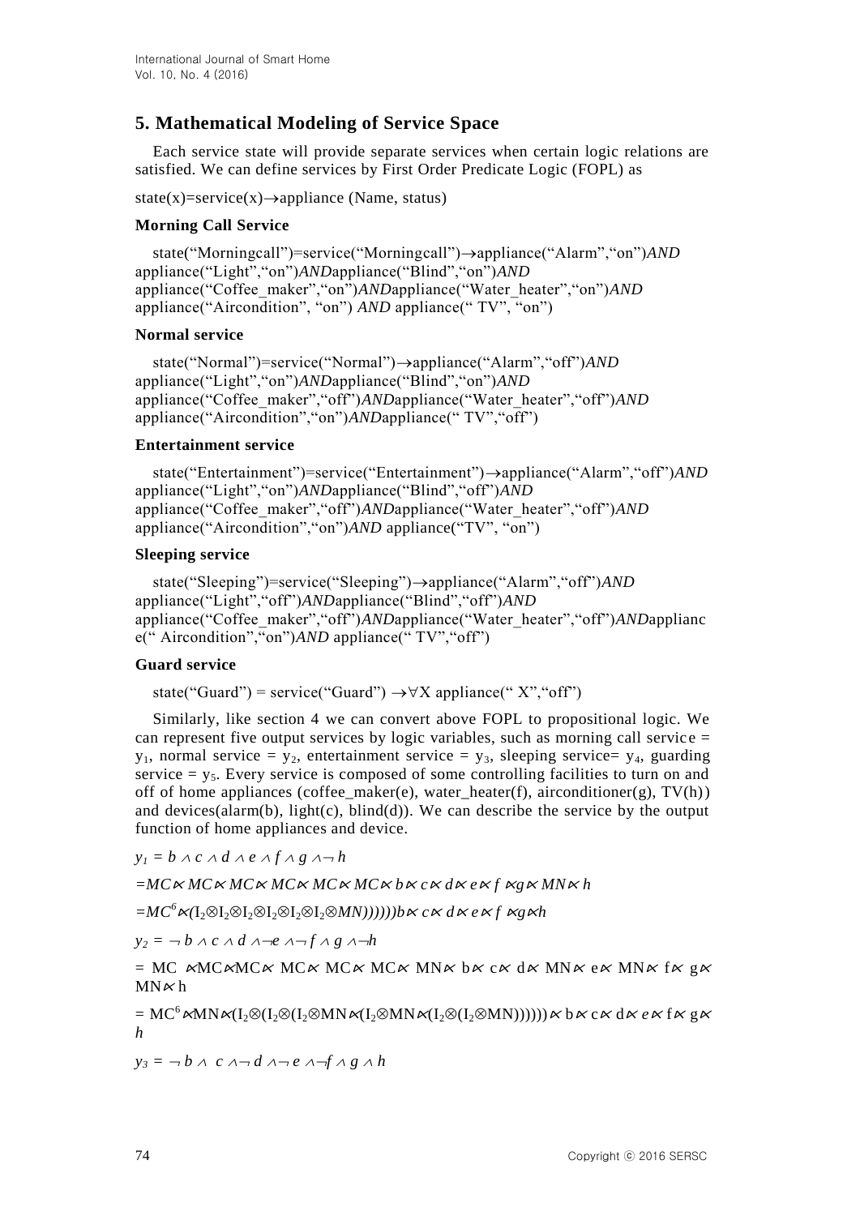## 5. Mathematical Modeling of Service Space

Each service state will provide separate services when certain logic relations are satisfied. We can define services by First Order Predicate Logic (FOPL) as

state(x)=service(x)→appliance (Name, status)

### Morning Call Service

state("Morningcall")=service("Morningcall")→appliance("Alarm","on")*AND* appliance("Light","on")*AND*appliance("Blind","on")*AND* appliance("Coffee_maker","on")*AND*appliance("Water_heater","on")*AND* appliance("Aircondition", "on") *AND* appliance(" TV", "on")

### Normal service

state("Normal")=service("Normal")→appliance("Alarm","off")*AND* appliance("Light","on")*AND*appliance("Blind","on")*AND* appliance("Coffee_maker","off")*AND*appliance("Water_heater","off")*AND* appliance("Aircondition","on")*AND*appliance(" TV","off")

### Entertainment service

state("Entertainment")=service("Entertainment")→appliance("Alarm","off")*AND* appliance("Light","on")*AND*appliance("Blind","off")*AND* appliance("Coffee_maker","off")*AND*appliance("Water_heater","off")*AND* appliance("Aircondition","on")*AND* appliance("TV", "on")

### Sleeping service

state("Sleeping")=service("Sleeping")→appliance("Alarm","off")*AND* appliance("Light","off")*AND*appliance("Blind","off")*AND* appliance("Coffee_maker","off")*AND*appliance("Water_heater","off")*AND*appliance(" Aircondition","on")*AND* appliance(" TV","off")

### Guard service

state("Guard") = service("Guard") →∀X appliance(" X","off")

Similarly, like section 4 we can convert above FOPL to propositional logic. We can represent five output services by logic variables, such as morning call service = $y_1$, normal service = $y_2$, entertainment service = $y_3$, sleeping service= $y_4$, guarding service = $y_5$. Every service is composed of some controlling facilities to turn on and off of home appliances (coffee_maker(e), water_heater(f), airconditioner(g), TV(h)) and devices(alarm(b), light(c), blind(d)). We can describe the service by the output function of home appliances and device.

$$y_1 = b \wedge c \wedge d \wedge e \wedge f \wedge g \wedge \neg h$$

$$= MC \ltimes MC \ltimes MC \ltimes MC \ltimes MC \ltimes MC \ltimes b \ltimes c \ltimes d \ltimes e \ltimes f \ltimes g \ltimes MN \ltimes h$$

$$= MC^6 \ltimes (I_2 \otimes I_2 \otimes I_2 \otimes I_2 \otimes I_2 \otimes I_2 \otimes MN)))))) b \ltimes c \ltimes d \ltimes e \ltimes f \ltimes g \ltimes h$$

$$y_2 = \neg b \wedge c \wedge d \wedge \neg e \wedge \neg f \wedge g \wedge \neg h$$

$$= MC \ltimes MC \ltimes MC \ltimes MC \ltimes MC \ltimes MC \ltimes MN \ltimes b \ltimes c \ltimes d \ltimes MN \ltimes e \ltimes MN \ltimes f \ltimes g \ltimes MN \ltimes h$$

$$= MC^6 \ltimes MN \ltimes (I_2 \otimes (I_2 \otimes (I_2 \otimes MN \ltimes (I_2 \otimes MN \ltimes (I_2 \otimes (I_2 \otimes MN)))))) \ltimes b \ltimes c \ltimes d \ltimes e \ltimes f \ltimes g \ltimes h$$

$$y_3 = \neg b \wedge c \wedge \neg d \wedge \neg e \wedge \neg f \wedge g \wedge h$$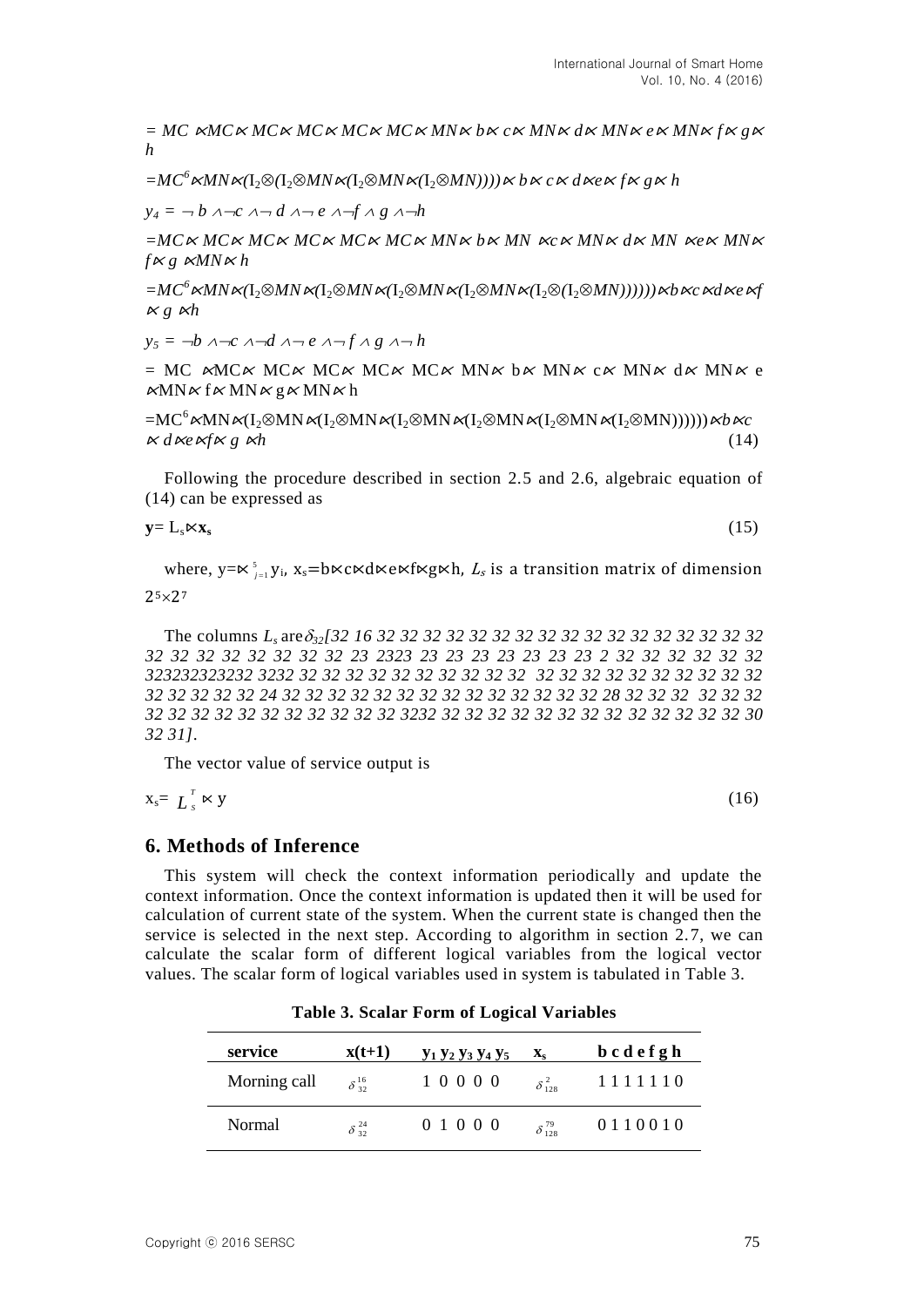$= MC \ltimes MC \ltimes MC \ltimes MC \ltimes MC \ltimes MC \ltimes MN \ltimes b \ltimes c \ltimes MN \ltimes d \ltimes MN \ltimes e \ltimes MN \ltimes f \ltimes g \ltimes h$

$= MC^6 \ltimes MN \ltimes (I_2 \otimes (I_2 \otimes MN \ltimes (I_2 \otimes MN \ltimes (I_2 \otimes MN)))) \ltimes b \ltimes c \ltimes d \ltimes e \ltimes f \ltimes g \ltimes h$

$y_4 = \neg b \wedge \neg c \wedge \neg d \wedge \neg e \wedge \neg f \wedge g \wedge \neg h$

$= MC \ltimes MC \ltimes MC \ltimes MC \ltimes MC \ltimes MC \ltimes MN \ltimes b \ltimes MN \ltimes c \ltimes MN \ltimes d \ltimes MN \ltimes e \ltimes MN \ltimes f \ltimes g \ltimes MN \ltimes h$

$= MC^6 \ltimes MN \ltimes (I_2 \otimes MN \ltimes (I_2 \otimes MN \ltimes (I_2 \otimes MN \ltimes (I_2 \otimes MN \ltimes (I_2 \otimes (I_2 \otimes MN)))))) \ltimes b \ltimes c \ltimes d \ltimes e \ltimes f \ltimes g \ltimes h$

$y_5 = \neg b \wedge \neg c \wedge \neg d \wedge \neg e \wedge \neg f \wedge g \wedge \neg h$

$= MC \ltimes MC \ltimes MC \ltimes MC \ltimes MC \ltimes MC \ltimes MN \ltimes b \ltimes MN \ltimes c \ltimes MN \ltimes d \ltimes MN \ltimes e \ltimes MN \ltimes f \ltimes MN \ltimes g \ltimes MN \ltimes h$

$$= MC^6 \ltimes MN \ltimes (I_2 \otimes MN \ltimes (I_2 \otimes MN \ltimes (I_2 \otimes MN \ltimes (I_2 \otimes MN \ltimes (I_2 \otimes MN \ltimes (I_2 \otimes MN)))))) \ltimes b \ltimes c \ltimes d \ltimes e \ltimes f \ltimes g \ltimes h \quad (14)$$

Following the procedure described in section 2.5 and 2.6, algebraic equation of (14) can be expressed as

$$\mathbf{y} = L_s \ltimes \mathbf{x_s} \quad (15)$$

where, $y = \ltimes_{j=1}^{5} y_i$, $x_s = b \ltimes c \ltimes d \ltimes e \ltimes f \ltimes g \ltimes h$, $L_s$ is a transition matrix of dimension $2^5 \times 2^7$

The columns $L_s$ are $\delta_{32}$*[32 16 32 32 32 32 32 32 32 32 32 32 32 32 32 32 32 32 32 32 32 32 32 32 32 32 23 2323 23 23 23 23 23 23 23 2 32 32 32 32 32 32 323232323232 3232 32 32 32 32 32 32 32 32 32 32 32 32 32 32 32 32 32 32 32 32 32 32 32 32 32 24 32 32 32 32 32 32 32 32 32 32 32 32 32 32 28 32 32 32 32 32 32 32 32 32 32 32 32 32 32 32 32 32 32 3232 32 32 32 32 32 32 32 32 32 32 32 32 32 30 32 31]*.

The vector value of service output is

$$x_s = L_s^T \ltimes y \quad (16)$$

## 6. Methods of Inference

This system will check the context information periodically and update the context information. Once the context information is updated then it will be used for calculation of current state of the system. When the current state is changed then the service is selected in the next step. According to algorithm in section 2.7, we can calculate the scalar form of different logical variables from the logical vector values. The scalar form of logical variables used in system is tabulated in Table 3.

**Table 3. Scalar Form of Logical Variables**

| service | x(t+1) | $y_1\ y_2\ y_3\ y_4\ y_5$ | $x_s$ | b c d e f g h |
|---|---|---|---|---|
| Morning call | $\delta_{32}^{16}$ | 1 0 0 0 0 | $\delta_{128}^{2}$ | 1 1 1 1 1 1 0 |
| Normal | $\delta_{32}^{24}$ | 0 1 0 0 0 | $\delta_{128}^{79}$ | 0 1 1 0 0 1 0 |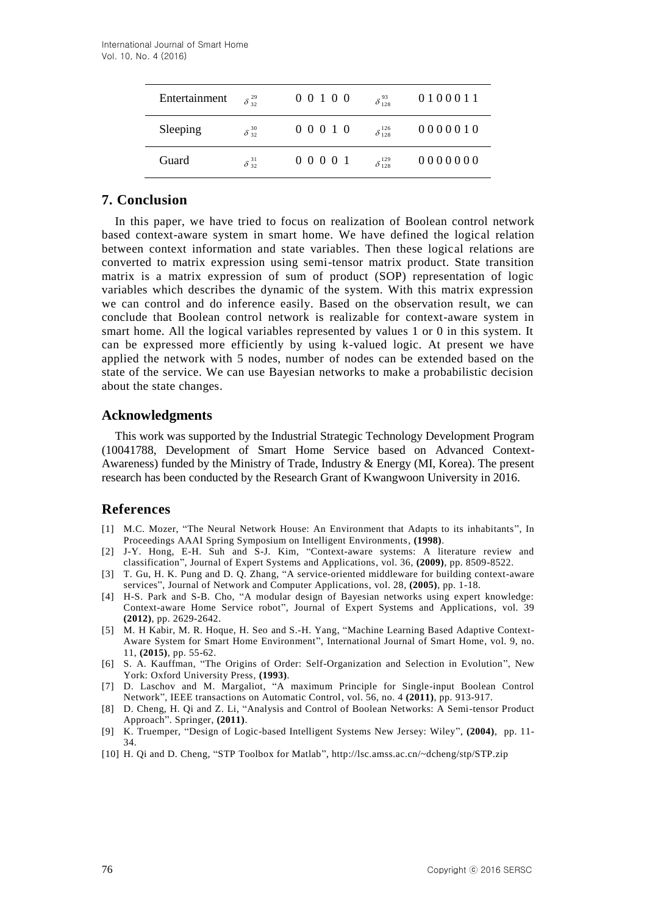| | | | | |
|---|---|---|---|---|
| Entertainment | $\delta_{32}^{29}$ | 0 0 1 0 0 | $\delta_{128}^{93}$ | 0 1 0 0 0 1 1 |
| Sleeping | $\delta_{32}^{30}$ | 0 0 0 1 0 | $\delta_{128}^{126}$ | 0 0 0 0 0 1 0 |
| Guard | $\delta_{32}^{31}$ | 0 0 0 0 1 | $\delta_{128}^{129}$ | 0 0 0 0 0 0 0 |

## 7. Conclusion

In this paper, we have tried to focus on realization of Boolean control network based context-aware system in smart home. We have defined the logical relation between context information and state variables. Then these logical relations are converted to matrix expression using semi-tensor matrix product. State transition matrix is a matrix expression of sum of product (SOP) representation of logic variables which describes the dynamic of the system. With this matrix expression we can control and do inference easily. Based on the observation result, we can conclude that Boolean control network is realizable for context-aware system in smart home. All the logical variables represented by values 1 or 0 in this system. It can be expressed more efficiently by using k-valued logic. At present we have applied the network with 5 nodes, number of nodes can be extended based on the state of the service. We can use Bayesian networks to make a probabilistic decision about the state changes.

## Acknowledgments

This work was supported by the Industrial Strategic Technology Development Program (10041788, Development of Smart Home Service based on Advanced Context-Awareness) funded by the Ministry of Trade, Industry & Energy (MI, Korea). The present research has been conducted by the Research Grant of Kwangwoon University in 2016.

## References

[1] M.C. Mozer, "The Neural Network House: An Environment that Adapts to its inhabitants", In Proceedings AAAI Spring Symposium on Intelligent Environments, **(1998)**.

[2] J-Y. Hong, E-H. Suh and S-J. Kim, "Context-aware systems: A literature review and classification", Journal of Expert Systems and Applications, vol. 36, **(2009)**, pp. 8509-8522.

[3] T. Gu, H. K. Pung and D. Q. Zhang, "A service-oriented middleware for building context-aware services", Journal of Network and Computer Applications, vol. 28, **(2005)**, pp. 1-18.

[4] H-S. Park and S-B. Cho, "A modular design of Bayesian networks using expert knowledge: Context-aware Home Service robot", Journal of Expert Systems and Applications, vol. 39 **(2012)**, pp. 2629-2642.

[5] M. H Kabir, M. R. Hoque, H. Seo and S.-H. Yang, "Machine Learning Based Adaptive Context-Aware System for Smart Home Environment", International Journal of Smart Home, vol. 9, no. 11, **(2015)**, pp. 55-62.

[6] S. A. Kauffman, "The Origins of Order: Self-Organization and Selection in Evolution", New York: Oxford University Press, **(1993)**.

[7] D. Laschov and M. Margaliot, "A maximum Principle for Single-input Boolean Control Network", IEEE transactions on Automatic Control, vol. 56, no. 4 **(2011)**, pp. 913-917.

[8] D. Cheng, H. Qi and Z. Li, "Analysis and Control of Boolean Networks: A Semi-tensor Product Approach". Springer, **(2011)**.

[9] K. Truemper, "Design of Logic-based Intelligent Systems New Jersey: Wiley", **(2004)**, pp. 11-34.

[10] H. Qi and D. Cheng, "STP Toolbox for Matlab", http://lsc.amss.ac.cn/~dcheng/stp/STP.zip